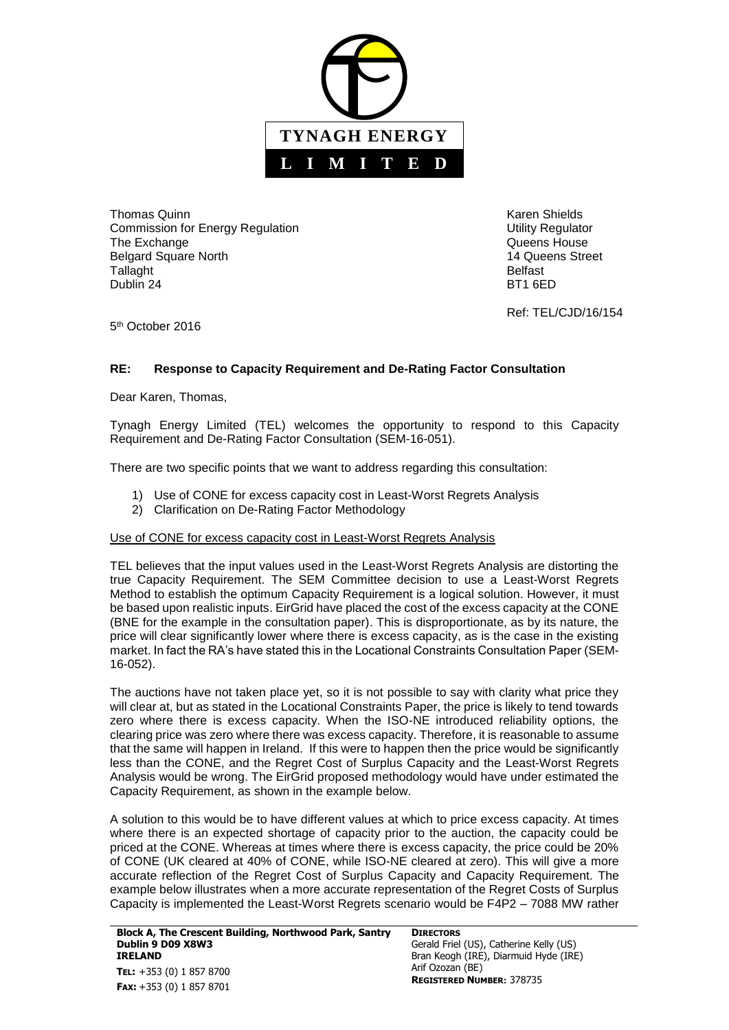**TYNAGH ENERGY**

**L I M I T E D**

Thomas Quinn
Commission for Energy Regulation
The Exchange
Belgard Square North
Tallaght
Dublin 24

Karen Shields
Utility Regulator
Queens House
14 Queens Street
Belfast
BT1 6ED

Ref: TEL/CJD/16/154

5th October 2016

**RE: Response to Capacity Requirement and De-Rating Factor Consultation**

Dear Karen, Thomas,

Tynagh Energy Limited (TEL) welcomes the opportunity to respond to this Capacity Requirement and De-Rating Factor Consultation (SEM-16-051).

There are two specific points that we want to address regarding this consultation:

1) Use of CONE for excess capacity cost in Least-Worst Regrets Analysis
2) Clarification on De-Rating Factor Methodology

Use of CONE for excess capacity cost in Least-Worst Regrets Analysis

TEL believes that the input values used in the Least-Worst Regrets Analysis are distorting the true Capacity Requirement. The SEM Committee decision to use a Least-Worst Regrets Method to establish the optimum Capacity Requirement is a logical solution. However, it must be based upon realistic inputs. EirGrid have placed the cost of the excess capacity at the CONE (BNE for the example in the consultation paper). This is disproportionate, as by its nature, the price will clear significantly lower where there is excess capacity, as is the case in the existing market. In fact the RA's have stated this in the Locational Constraints Consultation Paper (SEM-16-052).

The auctions have not taken place yet, so it is not possible to say with clarity what price they will clear at, but as stated in the Locational Constraints Paper, the price is likely to tend towards zero where there is excess capacity. When the ISO-NE introduced reliability options, the clearing price was zero where there was excess capacity. Therefore, it is reasonable to assume that the same will happen in Ireland. If this were to happen then the price would be significantly less than the CONE, and the Regret Cost of Surplus Capacity and the Least-Worst Regrets Analysis would be wrong. The EirGrid proposed methodology would have under estimated the Capacity Requirement, as shown in the example below.

A solution to this would be to have different values at which to price excess capacity. At times where there is an expected shortage of capacity prior to the auction, the capacity could be priced at the CONE. Whereas at times where there is excess capacity, the price could be 20% of CONE (UK cleared at 40% of CONE, while ISO-NE cleared at zero). This will give a more accurate reflection of the Regret Cost of Surplus Capacity and Capacity Requirement. The example below illustrates when a more accurate representation of the Regret Costs of Surplus Capacity is implemented the Least-Worst Regrets scenario would be F4P2 – 7088 MW rather

**Block A, The Crescent Building, Northwood Park, Santry Dublin 9 D09 X8W3 IRELAND**
**TEL:** +353 (0) 1 857 8700
**FAX:** +353 (0) 1 857 8701

**DIRECTORS**
Gerald Friel (US), Catherine Kelly (US)
Bran Keogh (IRE), Diarmuid Hyde (IRE)
Arif Ozozan (BE)
**REGISTERED NUMBER:** 378735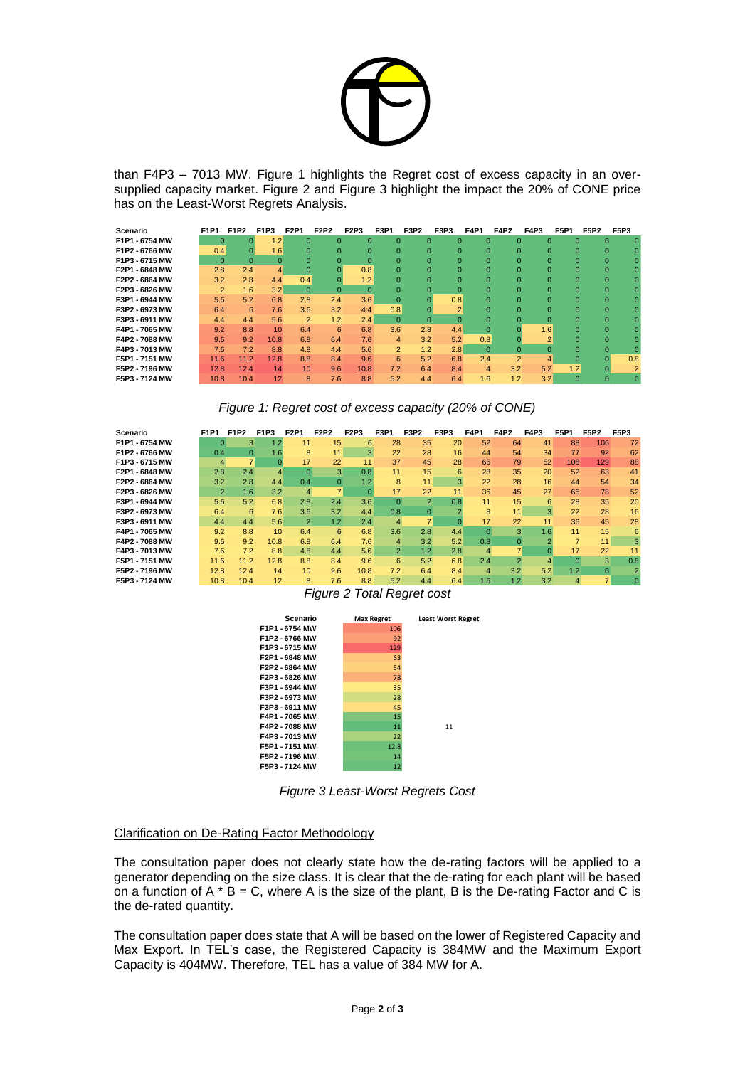than F4P3 – 7013 MW. Figure 1 highlights the Regret cost of excess capacity in an over-supplied capacity market. Figure 2 and Figure 3 highlight the impact the 20% of CONE price has on the Least-Worst Regrets Analysis.

| Scenario | F1P1 | F1P2 | F1P3 | F2P1 | F2P2 | F2P3 | F3P1 | F3P2 | F3P3 | F4P1 | F4P2 | F4P3 | F5P1 | F5P2 | F5P3 |
|---|---|---|---|---|---|---|---|---|---|---|---|---|---|---|---|
| F1P1 - 6754 MW | 0 | 0 | 1.2 | 0 | 0 | 0 | 0 | 0 | 0 | 0 | 0 | 0 | 0 | 0 | 0 |
| F1P2 - 6766 MW | 0.4 | 0 | 1.6 | 0 | 0 | 0 | 0 | 0 | 0 | 0 | 0 | 0 | 0 | 0 | 0 |
| F1P3 - 6715 MW | 0 | 0 | 0 | 0 | 0 | 0 | 0 | 0 | 0 | 0 | 0 | 0 | 0 | 0 | 0 |
| F2P1 - 6848 MW | 2.8 | 2.4 | 4 | 0 | 0 | 0.8 | 0 | 0 | 0 | 0 | 0 | 0 | 0 | 0 | 0 |
| F2P2 - 6864 MW | 3.2 | 2.8 | 4.4 | 0.4 | 0 | 1.2 | 0 | 0 | 0 | 0 | 0 | 0 | 0 | 0 | 0 |
| F2P3 - 6826 MW | 2 | 1.6 | 3.2 | 0 | 0 | 0 | 0 | 0 | 0 | 0 | 0 | 0 | 0 | 0 | 0 |
| F3P1 - 6944 MW | 5.6 | 5.2 | 6.8 | 2.8 | 2.4 | 3.6 | 0 | 0 | 0.8 | 0 | 0 | 0 | 0 | 0 | 0 |
| F3P2 - 6973 MW | 6.4 | 6 | 7.6 | 3.6 | 3.2 | 4.4 | 0.8 | 0 | 2 | 0 | 0 | 0 | 0 | 0 | 0 |
| F3P3 - 6911 MW | 4.4 | 4.4 | 5.6 | 2 | 1.2 | 2.4 | 0 | 0 | 0 | 0 | 0 | 0 | 0 | 0 | 0 |
| F4P1 - 7065 MW | 9.2 | 8.8 | 10 | 6.4 | 6 | 6.8 | 3.6 | 2.8 | 4.4 | 0 | 0 | 1.6 | 0 | 0 | 0 |
| F4P2 - 7088 MW | 9.6 | 9.2 | 10.8 | 6.8 | 6.4 | 7.6 | 4 | 3.2 | 5.2 | 0.8 | 0 | 2 | 0 | 0 | 0 |
| F4P3 - 7013 MW | 7.6 | 7.2 | 8.8 | 4.8 | 4.4 | 5.6 | 2 | 1.2 | 2.8 | 0 | 0 | 0 | 0 | 0 | 0 |
| F5P1 - 7151 MW | 11.6 | 11.2 | 12.8 | 8.8 | 8.4 | 9.6 | 6 | 5.2 | 6.8 | 2.4 | 2 | 4 | 0 | 0 | 0.8 |
| F5P2 - 7196 MW | 12.8 | 12.4 | 14 | 10 | 9.6 | 10.8 | 7.2 | 6.4 | 8.4 | 4 | 3.2 | 5.2 | 1.2 | 0 | 2 |
| F5P3 - 7124 MW | 10.8 | 10.4 | 12 | 8 | 7.6 | 8.8 | 5.2 | 4.4 | 6.4 | 1.6 | 1.2 | 3.2 | 0 | 0 | 0 |

*Figure 1: Regret cost of excess capacity (20% of CONE)*

| Scenario | F1P1 | F1P2 | F1P3 | F2P1 | F2P2 | F2P3 | F3P1 | F3P2 | F3P3 | F4P1 | F4P2 | F4P3 | F5P1 | F5P2 | F5P3 |
|---|---|---|---|---|---|---|---|---|---|---|---|---|---|---|---|
| F1P1 - 6754 MW | 0 | 3 | 1.2 | 11 | 15 | 6 | 28 | 35 | 20 | 52 | 64 | 41 | 88 | 106 | 72 |
| F1P2 - 6766 MW | 0.4 | 0 | 1.6 | 8 | 11 | 3 | 22 | 28 | 16 | 44 | 54 | 34 | 77 | 92 | 62 |
| F1P3 - 6715 MW | 4 | 7 | 0 | 17 | 22 | 11 | 37 | 45 | 28 | 66 | 79 | 52 | 108 | 129 | 88 |
| F2P1 - 6848 MW | 2.8 | 2.4 | 4 | 0 | 3 | 0.8 | 11 | 15 | 6 | 28 | 35 | 20 | 52 | 63 | 41 |
| F2P2 - 6864 MW | 3.2 | 2.8 | 4.4 | 0.4 | 0 | 1.2 | 8 | 11 | 3 | 22 | 28 | 16 | 44 | 54 | 34 |
| F2P3 - 6826 MW | 2 | 1.6 | 3.2 | 4 | 7 | 0 | 17 | 22 | 11 | 36 | 45 | 27 | 65 | 78 | 52 |
| F3P1 - 6944 MW | 5.6 | 5.2 | 6.8 | 2.8 | 2.4 | 3.6 | 0 | 2 | 0.8 | 11 | 15 | 6 | 28 | 35 | 20 |
| F3P2 - 6973 MW | 6.4 | 6 | 7.6 | 3.6 | 3.2 | 4.4 | 0.8 | 0 | 2 | 8 | 11 | 3 | 22 | 28 | 16 |
| F3P3 - 6911 MW | 4.4 | 4.4 | 5.6 | 2 | 1.2 | 2.4 | 4 | 7 | 0 | 17 | 22 | 11 | 36 | 45 | 28 |
| F4P1 - 7065 MW | 9.2 | 8.8 | 10 | 6.4 | 6 | 6.8 | 3.6 | 2.8 | 4.4 | 0 | 3 | 1.6 | 11 | 15 | 6 |
| F4P2 - 7088 MW | 9.6 | 9.2 | 10.8 | 6.8 | 6.4 | 7.6 | 4 | 3.2 | 5.2 | 0.8 | 0 | 2 | 7 | 11 | 3 |
| F4P3 - 7013 MW | 7.6 | 7.2 | 8.8 | 4.8 | 4.4 | 5.6 | 2 | 1.2 | 2.8 | 4 | 7 | 0 | 17 | 22 | 11 |
| F5P1 - 7151 MW | 11.6 | 11.2 | 12.8 | 8.8 | 8.4 | 9.6 | 6 | 5.2 | 6.8 | 2.4 | 2 | 4 | 0 | 3 | 0.8 |
| F5P2 - 7196 MW | 12.8 | 12.4 | 14 | 10 | 9.6 | 10.8 | 7.2 | 6.4 | 8.4 | 4 | 3.2 | 5.2 | 1.2 | 0 | 2 |
| F5P3 - 7124 MW | 10.8 | 10.4 | 12 | 8 | 7.6 | 8.8 | 5.2 | 4.4 | 6.4 | 1.6 | 1.2 | 3.2 | 4 | 7 | 0 |

*Figure 2 Total Regret cost*

| Scenario | Max Regret | Least Worst Regret |
|---|---|---|
| F1P1 - 6754 MW | 106 | |
| F1P2 - 6766 MW | 92 | |
| F1P3 - 6715 MW | 129 | |
| F2P1 - 6848 MW | 63 | |
| F2P2 - 6864 MW | 54 | |
| F2P3 - 6826 MW | 78 | |
| F3P1 - 6944 MW | 35 | |
| F3P2 - 6973 MW | 28 | |
| F3P3 - 6911 MW | 45 | |
| F4P1 - 7065 MW | 15 | |
| F4P2 - 7088 MW | 11 | 11 |
| F4P3 - 7013 MW | 22 | |
| F5P1 - 7151 MW | 12.8 | |
| F5P2 - 7196 MW | 14 | |
| F5P3 - 7124 MW | 12 | |

*Figure 3 Least-Worst Regrets Cost*

<u>Clarification on De-Rating Factor Methodology</u>

The consultation paper does not clearly state how the de-rating factors will be applied to a generator depending on the size class. It is clear that the de-rating for each plant will be based on a function of A * B = C, where A is the size of the plant, B is the De-rating Factor and C is the de-rated quantity.

The consultation paper does state that A will be based on the lower of Registered Capacity and Max Export. In TEL's case, the Registered Capacity is 384MW and the Maximum Export Capacity is 404MW. Therefore, TEL has a value of 384 MW for A.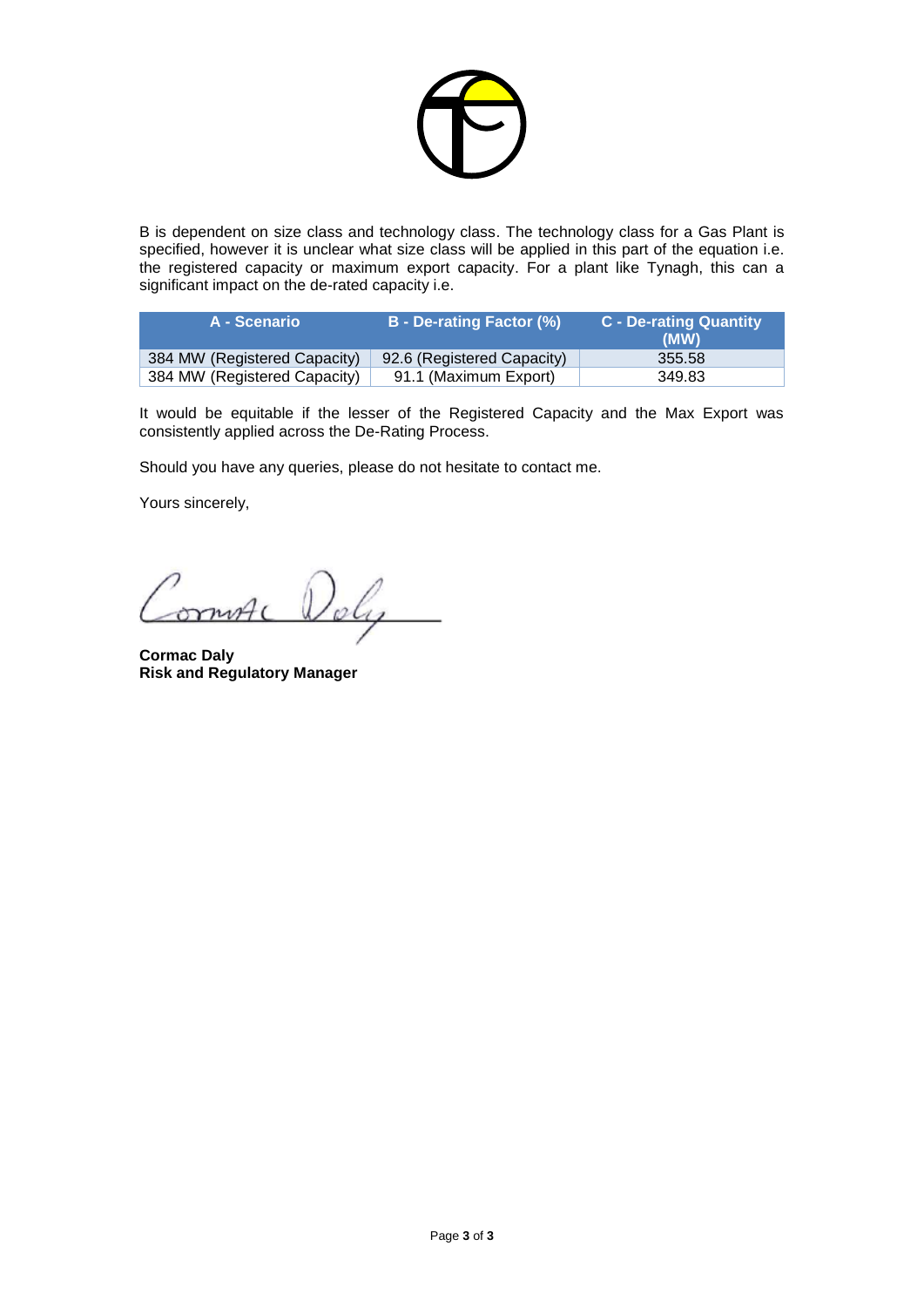B is dependent on size class and technology class. The technology class for a Gas Plant is specified, however it is unclear what size class will be applied in this part of the equation i.e. the registered capacity or maximum export capacity. For a plant like Tynagh, this can a significant impact on the de-rated capacity i.e.

| A - Scenario | B - De-rating Factor (%) | C - De-rating Quantity (MW) |
|---|---|---|
| 384 MW (Registered Capacity) | 92.6 (Registered Capacity) | 355.58 |
| 384 MW (Registered Capacity) | 91.1 (Maximum Export) | 349.83 |

It would be equitable if the lesser of the Registered Capacity and the Max Export was consistently applied across the De-Rating Process.

Should you have any queries, please do not hesitate to contact me.

Yours sincerely,

**Cormac Daly**
**Risk and Regulatory Manager**